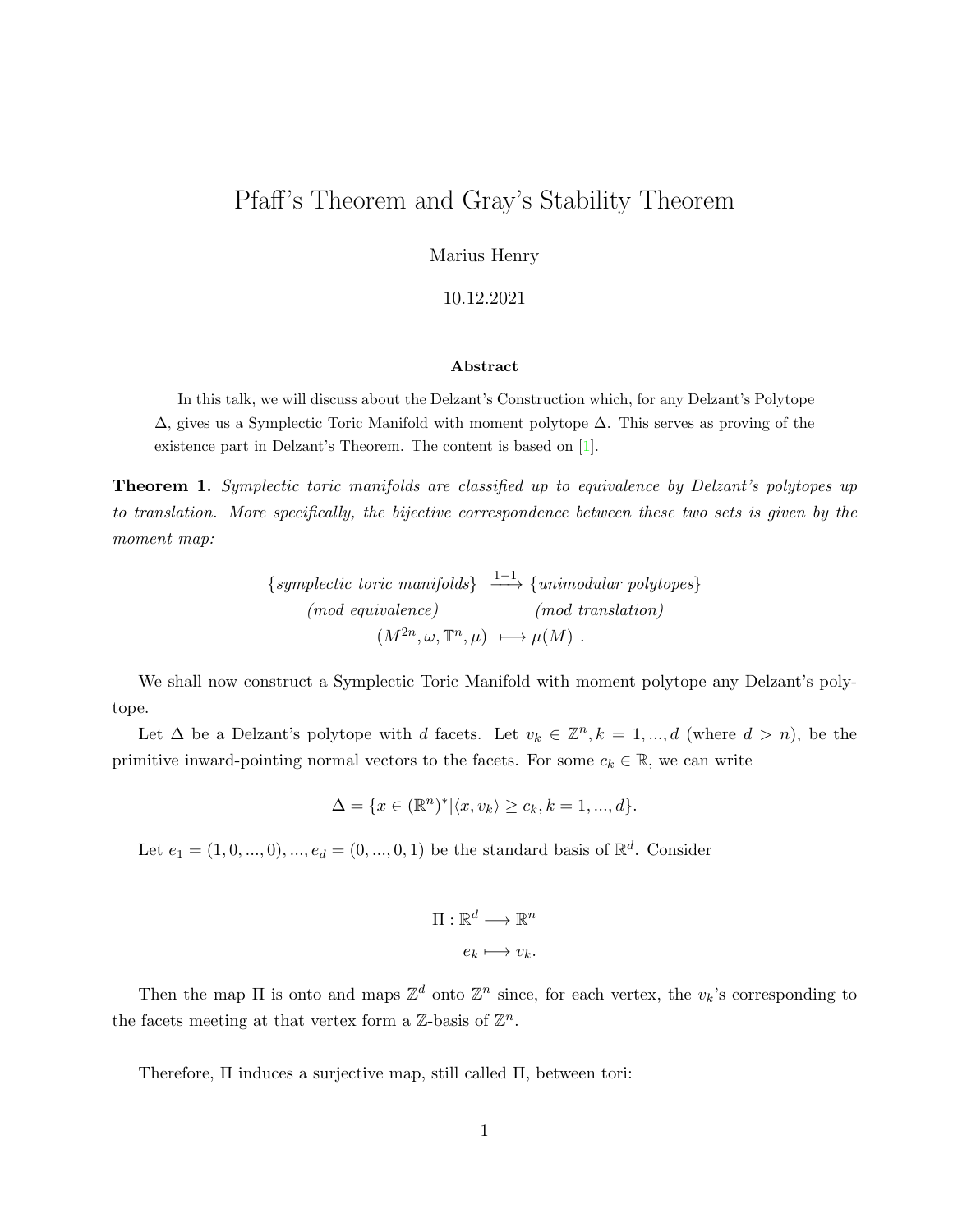# Pfaff's Theorem and Gray's Stability Theorem

Marius Henry

10.12.2021

### Abstract

In this talk, we will discuss about the Delzant's Construction which, for any Delzant's Polytope $\Delta$, gives us a Symplectic Toric Manifold with moment polytope $\Delta$. This serves as proving of the existence part in Delzant's Theorem. The content is based on [1].

**Theorem 1.** *Symplectic toric manifolds are classified up to equivalence by Delzant's polytopes up to translation. More specifically, the bijective correspondence between these two sets is given by the moment map:*

$$\begin{array}{ccc} \{\textit{symplectic toric manifolds}\} & \xrightarrow{1-1} & \{\textit{unimodular polytopes}\} \\ \textit{(mod equivalence)} & & \textit{(mod translation)} \\ (M^{2n}, \omega, \mathbb{T}^n, \mu) & \longmapsto & \mu(M) \ . \end{array}$$

We shall now construct a Symplectic Toric Manifold with moment polytope any Delzant's polytope.

Let $\Delta$ be a Delzant's polytope with $d$ facets. Let $v_k \in \mathbb{Z}^n, k = 1, ..., d$ (where $d > n$), be the primitive inward-pointing normal vectors to the facets. For some $c_k \in \mathbb{R}$, we can write

$$\Delta = \{x \in (\mathbb{R}^n)^* | \langle x, v_k \rangle \geq c_k, k = 1, ..., d\}.$$

Let $e_1 = (1, 0, ..., 0), ..., e_d = (0, ..., 0, 1)$ be the standard basis of $\mathbb{R}^d$. Consider

$$\Pi : \mathbb{R}^d \longrightarrow \mathbb{R}^n$$
$$e_k \longmapsto v_k.$$

Then the map $\Pi$ is onto and maps $\mathbb{Z}^d$ onto $\mathbb{Z}^n$ since, for each vertex, the $v_k$'s corresponding to the facets meeting at that vertex form a $\mathbb{Z}$-basis of $\mathbb{Z}^n$.

Therefore, $\Pi$ induces a surjective map, still called $\Pi$, between tori: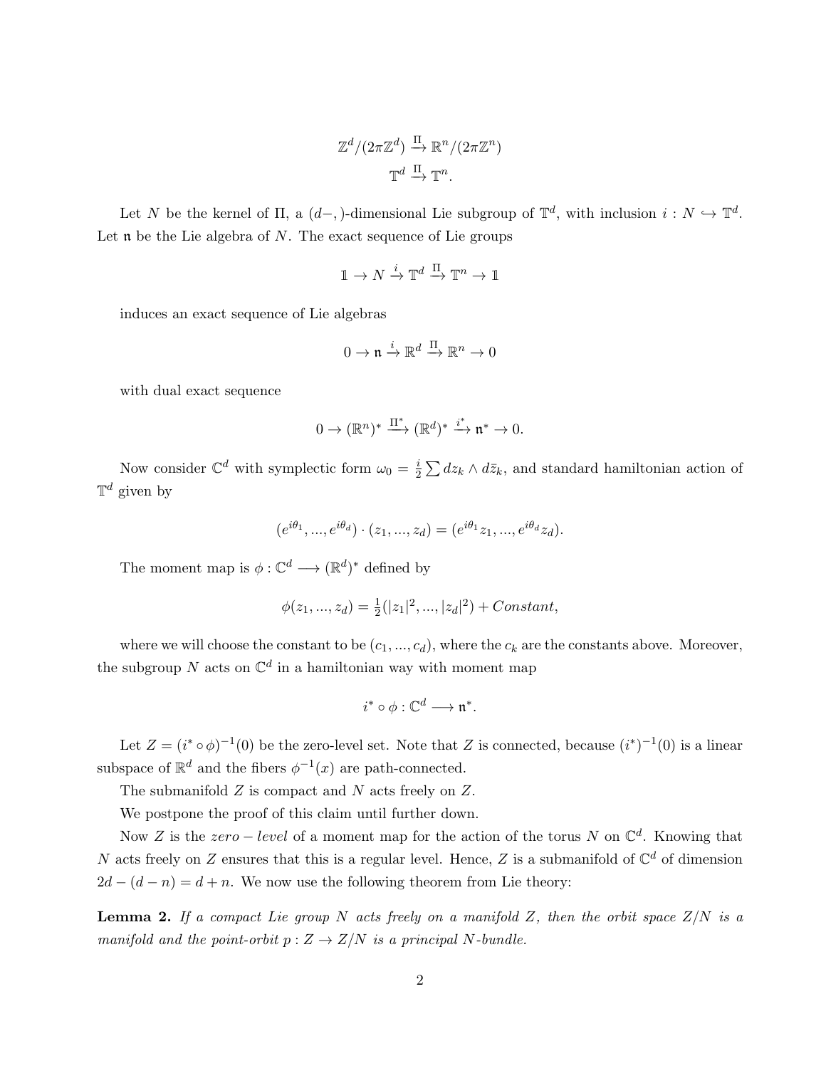$$\mathbb{Z}^d/(2\pi\mathbb{Z}^d) \xrightarrow{\Pi} \mathbb{R}^n/(2\pi\mathbb{Z}^n)$$
$$\mathbb{T}^d \xrightarrow{\Pi} \mathbb{T}^n.$$

Let $N$ be the kernel of $\Pi$, a $(d-,)$-dimensional Lie subgroup of $\mathbb{T}^d$, with inclusion $i : N \hookrightarrow \mathbb{T}^d$. Let $\mathfrak{n}$ be the Lie algebra of $N$. The exact sequence of Lie groups

$$\mathbb{1} \to N \xrightarrow{i} \mathbb{T}^d \xrightarrow{\Pi} \mathbb{T}^n \to \mathbb{1}$$

induces an exact sequence of Lie algebras

$$0 \to \mathfrak{n} \xrightarrow{i} \mathbb{R}^d \xrightarrow{\Pi} \mathbb{R}^n \to 0$$

with dual exact sequence

$$0 \to (\mathbb{R}^n)^* \xrightarrow{\Pi^*} (\mathbb{R}^d)^* \xrightarrow{i^*} \mathfrak{n}^* \to 0.$$

Now consider $\mathbb{C}^d$ with symplectic form $\omega_0 = \frac{i}{2}\sum dz_k \wedge d\bar{z}_k$, and standard hamiltonian action of $\mathbb{T}^d$ given by

$$(e^{i\theta_1}, ..., e^{i\theta_d}) \cdot (z_1, ..., z_d) = (e^{i\theta_1}z_1, ..., e^{i\theta_d}z_d).$$

The moment map is $\phi : \mathbb{C}^d \longrightarrow (\mathbb{R}^d)^*$ defined by

$$\phi(z_1, ..., z_d) = \tfrac{1}{2}(|z_1|^2, ..., |z_d|^2) + Constant,$$

where we will choose the constant to be $(c_1, ..., c_d)$, where the $c_k$ are the constants above. Moreover, the subgroup $N$ acts on $\mathbb{C}^d$ in a hamiltonian way with moment map

$$i^* \circ \phi : \mathbb{C}^d \longrightarrow \mathfrak{n}^*.$$

Let $Z = (i^* \circ \phi)^{-1}(0)$ be the zero-level set. Note that $Z$ is connected, because $(i^*)^{-1}(0)$ is a linear subspace of $\mathbb{R}^d$ and the fibers $\phi^{-1}(x)$ are path-connected.

The submanifold $Z$ is compact and $N$ acts freely on $Z$.

We postpone the proof of this claim until further down.

Now $Z$ is the $zero-level$ of a moment map for the action of the torus $N$ on $\mathbb{C}^d$. Knowing that $N$ acts freely on $Z$ ensures that this is a regular level. Hence, $Z$ is a submanifold of $\mathbb{C}^d$ of dimension $2d - (d-n) = d+n$. We now use the following theorem from Lie theory:

**Lemma 2.** *If a compact Lie group $N$ acts freely on a manifold $Z$, then the orbit space $Z/N$ is a manifold and the point-orbit $p : Z \to Z/N$ is a principal $N$-bundle.*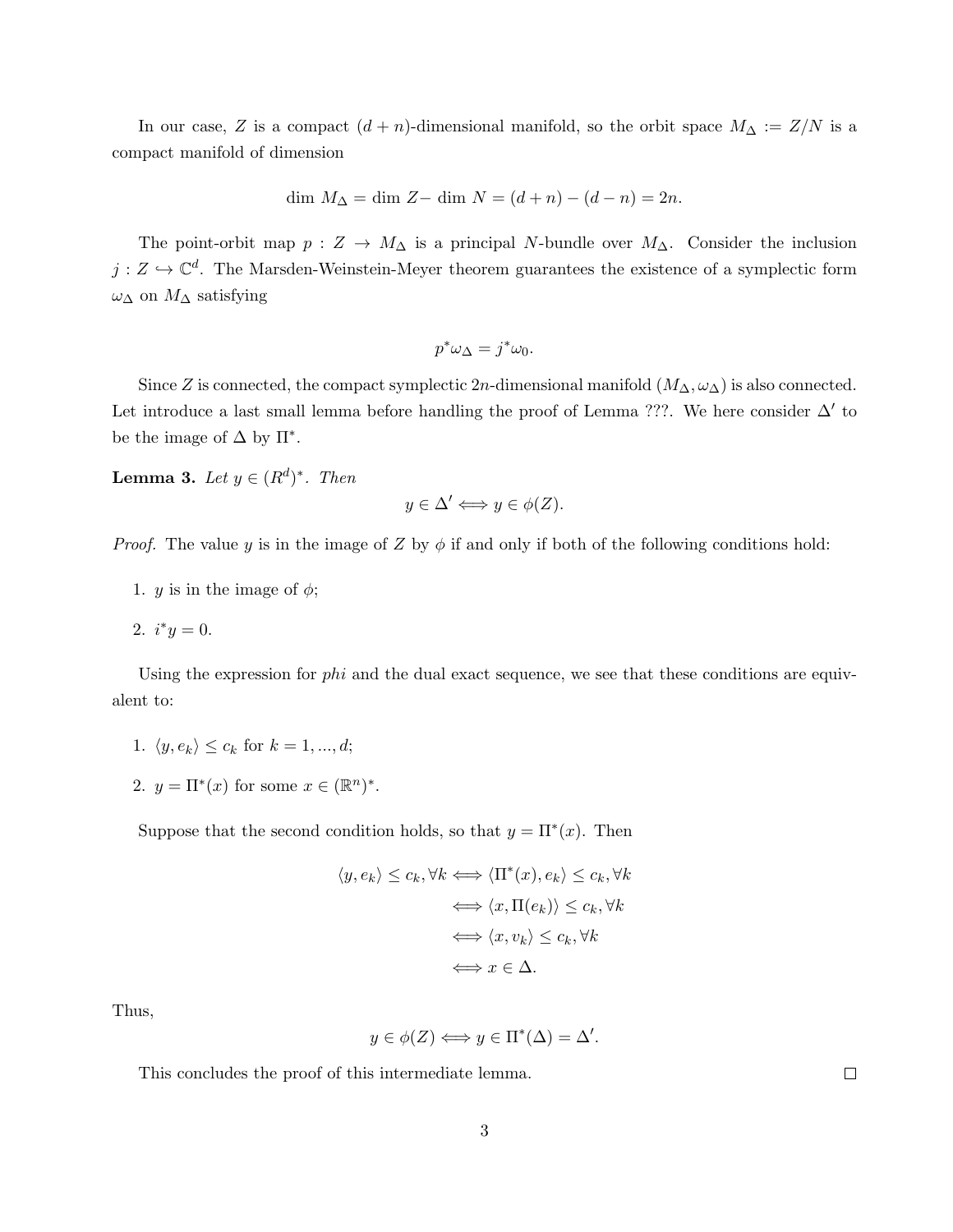In our case, $Z$ is a compact $(d+n)$-dimensional manifold, so the orbit space $M_\Delta := Z/N$ is a compact manifold of dimension

$$\dim\, M_\Delta = \dim\, Z - \dim\, N = (d+n) - (d-n) = 2n.$$

The point-orbit map $p : Z \to M_\Delta$ is a principal $N$-bundle over $M_\Delta$. Consider the inclusion $j : Z \hookrightarrow \mathbb{C}^d$. The Marsden-Weinstein-Meyer theorem guarantees the existence of a symplectic form $\omega_\Delta$ on $M_\Delta$ satisfying

$$p^*\omega_\Delta = j^*\omega_0.$$

Since $Z$ is connected, the compact symplectic $2n$-dimensional manifold $(M_\Delta, \omega_\Delta)$ is also connected. Let introduce a last small lemma before handling the proof of Lemma ???. We here consider $\Delta'$ to be the image of $\Delta$ by $\Pi^*$.

**Lemma 3.** *Let $y \in (R^d)^*$. Then*

$$y \in \Delta' \iff y \in \phi(Z).$$

*Proof.* The value $y$ is in the image of $Z$ by $\phi$ if and only if both of the following conditions hold:

1. $y$ is in the image of $\phi$;
2. $i^*y = 0$.

Using the expression for *phi* and the dual exact sequence, we see that these conditions are equivalent to:

1. $\langle y, e_k \rangle \leq c_k$ for $k = 1, ..., d$;
2. $y = \Pi^*(x)$ for some $x \in (\mathbb{R}^n)^*$.

Suppose that the second condition holds, so that $y = \Pi^*(x)$. Then

$$\begin{aligned}
\langle y, e_k \rangle \leq c_k, \forall k &\iff \langle \Pi^*(x), e_k \rangle \leq c_k, \forall k \\
&\iff \langle x, \Pi(e_k) \rangle \leq c_k, \forall k \\
&\iff \langle x, v_k \rangle \leq c_k, \forall k \\
&\iff x \in \Delta.
\end{aligned}$$

Thus,

$$y \in \phi(Z) \iff y \in \Pi^*(\Delta) = \Delta'.$$

This concludes the proof of this intermediate lemma. $\square$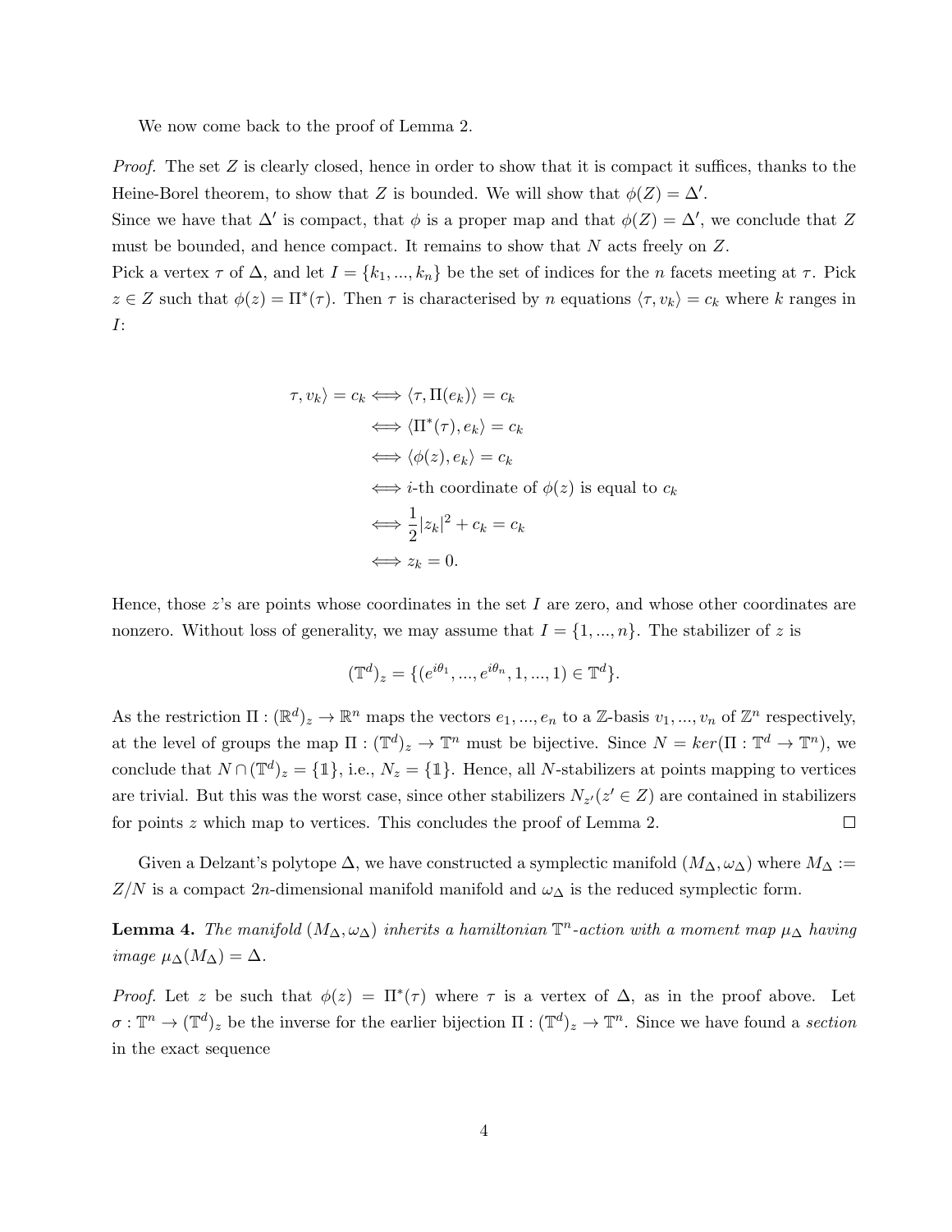We now come back to the proof of Lemma 2.

*Proof.* The set $Z$ is clearly closed, hence in order to show that it is compact it suffices, thanks to the Heine-Borel theorem, to show that $Z$ is bounded. We will show that $\phi(Z) = \Delta'$.
Since we have that $\Delta'$ is compact, that $\phi$ is a proper map and that $\phi(Z) = \Delta'$, we conclude that $Z$ must be bounded, and hence compact. It remains to show that $N$ acts freely on $Z$.
Pick a vertex $\tau$ of $\Delta$, and let $I = \{k_1, ..., k_n\}$ be the set of indices for the $n$ facets meeting at $\tau$. Pick $z \in Z$ such that $\phi(z) = \Pi^*(\tau)$. Then $\tau$ is characterised by $n$ equations $\langle \tau, v_k \rangle = c_k$ where $k$ ranges in $I$:

$$
\begin{aligned}
\tau, v_k\rangle = c_k &\iff \langle \tau, \Pi(e_k) \rangle = c_k \\
&\iff \langle \Pi^*(\tau), e_k \rangle = c_k \\
&\iff \langle \phi(z), e_k \rangle = c_k \\
&\iff i\text{-th coordinate of } \phi(z) \text{ is equal to } c_k \\
&\iff \frac{1}{2}|z_k|^2 + c_k = c_k \\
&\iff z_k = 0.
\end{aligned}
$$

Hence, those $z$'s are points whose coordinates in the set $I$ are zero, and whose other coordinates are nonzero. Without loss of generality, we may assume that $I = \{1, ..., n\}$. The stabilizer of $z$ is

$$(\mathbb{T}^d)_z = \{(e^{i\theta_1}, ..., e^{i\theta_n}, 1, ..., 1) \in \mathbb{T}^d\}.$$

As the restriction $\Pi : (\mathbb{R}^d)_z \to \mathbb{R}^n$ maps the vectors $e_1, ..., e_n$ to a $\mathbb{Z}$-basis $v_1, ..., v_n$ of $\mathbb{Z}^n$ respectively, at the level of groups the map $\Pi : (\mathbb{T}^d)_z \to \mathbb{T}^n$ must be bijective. Since $N = ker(\Pi : \mathbb{T}^d \to \mathbb{T}^n)$, we conclude that $N \cap (\mathbb{T}^d)_z = \{\mathbb{1}\}$, i.e., $N_z = \{\mathbb{1}\}$. Hence, all $N$-stabilizers at points mapping to vertices are trivial. But this was the worst case, since other stabilizers $N_{z'} (z' \in Z)$ are contained in stabilizers for points $z$ which map to vertices. This concludes the proof of Lemma 2. $\square$

Given a Delzant's polytope $\Delta$, we have constructed a symplectic manifold $(M_\Delta, \omega_\Delta)$ where $M_\Delta := Z/N$ is a compact $2n$-dimensional manifold manifold and $\omega_\Delta$ is the reduced symplectic form.

**Lemma 4.** *The manifold $(M_\Delta, \omega_\Delta)$ inherits a hamiltonian $\mathbb{T}^n$-action with a moment map $\mu_\Delta$ having image $\mu_\Delta(M_\Delta) = \Delta$.*

*Proof.* Let $z$ be such that $\phi(z) = \Pi^*(\tau)$ where $\tau$ is a vertex of $\Delta$, as in the proof above. Let $\sigma : \mathbb{T}^n \to (\mathbb{T}^d)_z$ be the inverse for the earlier bijection $\Pi : (\mathbb{T}^d)_z \to \mathbb{T}^n$. Since we have found a *section* in the exact sequence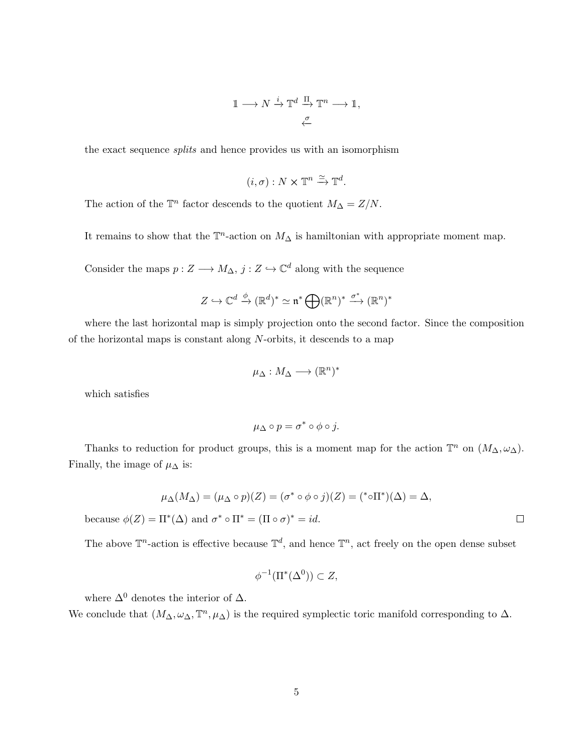$$\mathbb{1} \longrightarrow N \xrightarrow{i} \mathbb{T}^d \underset{\xleftarrow{\sigma}}{\xrightarrow{\Pi}} \mathbb{T}^n \longrightarrow \mathbb{1},$$

the exact sequence *splits* and hence provides us with an isomorphism

$$(i, \sigma) : N \times \mathbb{T}^n \xrightarrow{\simeq} \mathbb{T}^d.$$

The action of the $\mathbb{T}^n$ factor descends to the quotient $M_\Delta = Z/N$.

It remains to show that the $\mathbb{T}^n$-action on $M_\Delta$ is hamiltonian with appropriate moment map.

Consider the maps $p : Z \longrightarrow M_\Delta$, $j : Z \hookrightarrow \mathbb{C}^d$ along with the sequence

$$Z \hookrightarrow \mathbb{C}^d \xrightarrow{\phi} (\mathbb{R}^d)^* \simeq \mathfrak{n}^* \bigoplus (\mathbb{R}^n)^* \xrightarrow{\sigma^*} (\mathbb{R}^n)^*$$

where the last horizontal map is simply projection onto the second factor. Since the composition of the horizontal maps is constant along $N$-orbits, it descends to a map

$$\mu_\Delta : M_\Delta \longrightarrow (\mathbb{R}^n)^*$$

which satisfies

$$\mu_\Delta \circ p = \sigma^* \circ \phi \circ j.$$

Thanks to reduction for product groups, this is a moment map for the action $\mathbb{T}^n$ on $(M_\Delta, \omega_\Delta)$. Finally, the image of $\mu_\Delta$ is:

$$\mu_\Delta(M_\Delta) = (\mu_\Delta \circ p)(Z) = (\sigma^* \circ \phi \circ j)(Z) = ({}^* \circ \Pi^*)(\Delta) = \Delta,$$

because $\phi(Z) = \Pi^*(\Delta)$ and $\sigma^* \circ \Pi^* = (\Pi \circ \sigma)^* = id$. $\square$

The above $\mathbb{T}^n$-action is effective because $\mathbb{T}^d$, and hence $\mathbb{T}^n$, act freely on the open dense subset

$$\phi^{-1}(\Pi^*(\Delta^0)) \subset Z,$$

where $\Delta^0$ denotes the interior of $\Delta$.

We conclude that $(M_\Delta, \omega_\Delta, \mathbb{T}^n, \mu_\Delta)$ is the required symplectic toric manifold corresponding to $\Delta$.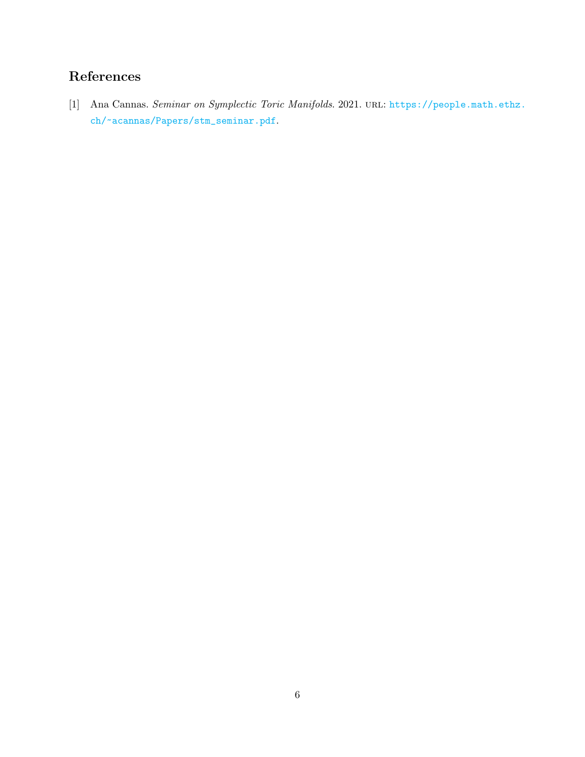## References

[1] Ana Cannas. *Seminar on Symplectic Toric Manifolds*. 2021. URL: https://people.math.ethz.ch/~acannas/Papers/stm_seminar.pdf.